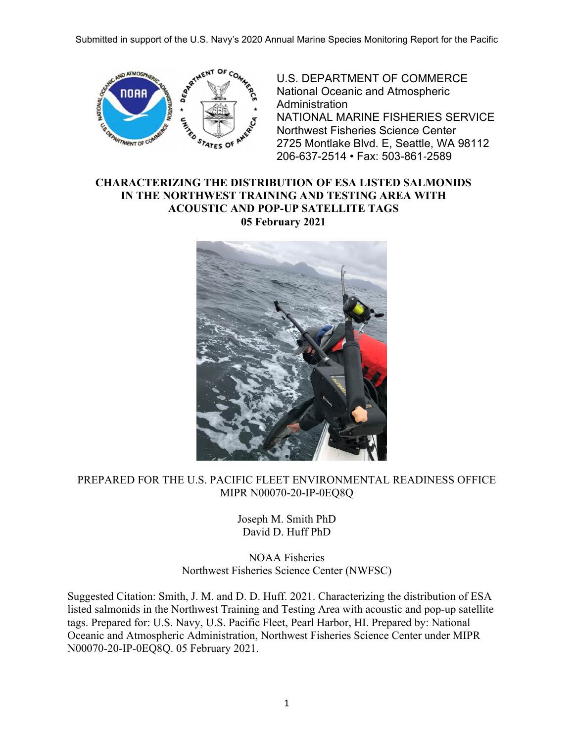Submitted in support of the U.S. Navy's 2020 Annual Marine Species Monitoring Report for the Pacific

U.S. DEPARTMENT OF COMMERCE
National Oceanic and Atmospheric Administration
NATIONAL MARINE FISHERIES SERVICE
Northwest Fisheries Science Center
2725 Montlake Blvd. E, Seattle, WA 98112
206-637-2514 • Fax: 503-861-2589

# CHARACTERIZING THE DISTRIBUTION OF ESA LISTED SALMONIDS IN THE NORTHWEST TRAINING AND TESTING AREA WITH ACOUSTIC AND POP-UP SATELLITE TAGS

**05 February 2021**

PREPARED FOR THE U.S. PACIFIC FLEET ENVIRONMENTAL READINESS OFFICE
MIPR N00070-20-IP-0EQ8Q

Joseph M. Smith PhD
David D. Huff PhD

NOAA Fisheries
Northwest Fisheries Science Center (NWFSC)

Suggested Citation: Smith, J. M. and D. D. Huff. 2021. Characterizing the distribution of ESA listed salmonids in the Northwest Training and Testing Area with acoustic and pop-up satellite tags. Prepared for: U.S. Navy, U.S. Pacific Fleet, Pearl Harbor, HI. Prepared by: National Oceanic and Atmospheric Administration, Northwest Fisheries Science Center under MIPR N00070-20-IP-0EQ8Q. 05 February 2021.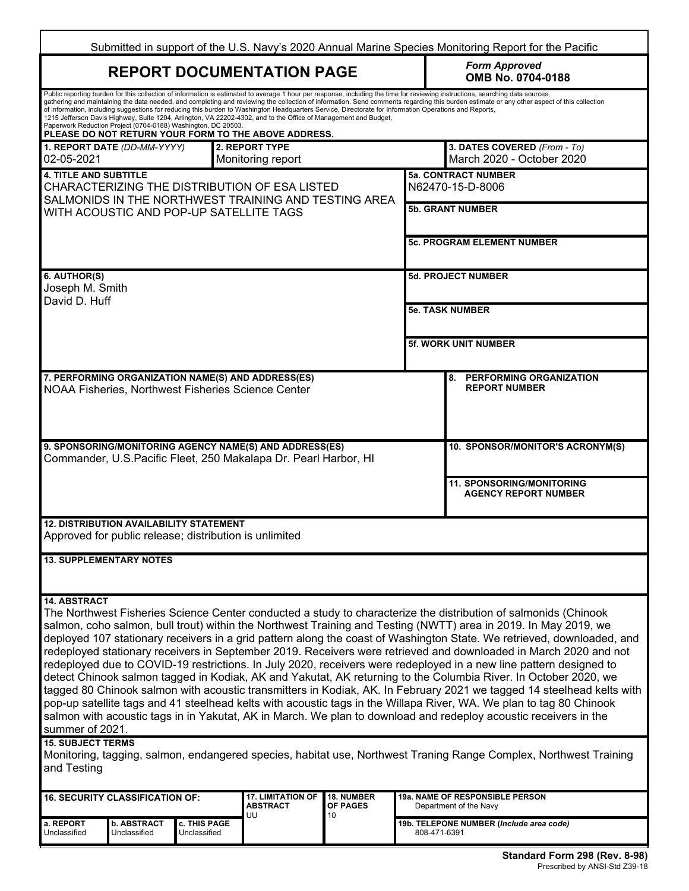Submitted in support of the U.S. Navy's 2020 Annual Marine Species Monitoring Report for the Pacific

# REPORT DOCUMENTATION PAGE

*Form Approved*
**OMB No. 0704-0188**

Public reporting burden for this collection of information is estimated to average 1 hour per response, including the time for reviewing instructions, searching data sources, gathering and maintaining the data needed, and completing and reviewing the collection of information. Send comments regarding this burden estimate or any other aspect of this collection of information, including suggestions for reducing this burden to Washington Headquarters Service, Directorate for Information Operations and Reports, 1215 Jefferson Davis Highway, Suite 1204, Arlington, VA 22202-4302, and to the Office of Management and Budget, Paperwork Reduction Project (0704-0188) Washington, DC 20503.

**PLEASE DO NOT RETURN YOUR FORM TO THE ABOVE ADDRESS.**

**1. REPORT DATE** *(DD-MM-YYYY)*
02-05-2021

**2. REPORT TYPE**
Monitoring report

**3. DATES COVERED** *(From - To)*
March 2020 - October 2020

**4. TITLE AND SUBTITLE**
CHARACTERIZING THE DISTRIBUTION OF ESA LISTED SALMONIDS IN THE NORTHWEST TRAINING AND TESTING AREA WITH ACOUSTIC AND POP-UP SATELLITE TAGS

**5a. CONTRACT NUMBER**
N62470-15-D-8006

**5b. GRANT NUMBER**

**5c. PROGRAM ELEMENT NUMBER**

**6. AUTHOR(S)**
Joseph M. Smith
David D. Huff

**5d. PROJECT NUMBER**

**5e. TASK NUMBER**

**5f. WORK UNIT NUMBER**

**7. PERFORMING ORGANIZATION NAME(S) AND ADDRESS(ES)**
NOAA Fisheries, Northwest Fisheries Science Center

**8. PERFORMING ORGANIZATION REPORT NUMBER**

**9. SPONSORING/MONITORING AGENCY NAME(S) AND ADDRESS(ES)**
Commander, U.S.Pacific Fleet, 250 Makalapa Dr. Pearl Harbor, HI

**10. SPONSOR/MONITOR'S ACRONYM(S)**

**11. SPONSORING/MONITORING AGENCY REPORT NUMBER**

**12. DISTRIBUTION AVAILABILITY STATEMENT**
Approved for public release; distribution is unlimited

**13. SUPPLEMENTARY NOTES**

**14. ABSTRACT**
The Northwest Fisheries Science Center conducted a study to characterize the distribution of salmonids (Chinook salmon, coho salmon, bull trout) within the Northwest Training and Testing (NWTT) area in 2019. In May 2019, we deployed 107 stationary receivers in a grid pattern along the coast of Washington State. We retrieved, downloaded, and redeployed stationary receivers in September 2019. Receivers were retrieved and downloaded in March 2020 and not redeployed due to COVID-19 restrictions. In July 2020, receivers were redeployed in a new line pattern designed to detect Chinook salmon tagged in Kodiak, AK and Yakutat, AK returning to the Columbia River. In October 2020, we tagged 80 Chinook salmon with acoustic transmitters in Kodiak, AK. In February 2021 we tagged 14 steelhead kelts with pop-up satellite tags and 41 steelhead kelts with acoustic tags in the Willapa River, WA. We plan to tag 80 Chinook salmon with acoustic tags in in Yakutat, AK in March. We plan to download and redeploy acoustic receivers in the summer of 2021.

**15. SUBJECT TERMS**
Monitoring, tagging, salmon, endangered species, habitat use, Northwest Traning Range Complex, Northwest Training and Testing

| 16. SECURITY CLASSIFICATION OF: | | | 17. LIMITATION OF ABSTRACT | 18. NUMBER OF PAGES | 19a. NAME OF RESPONSIBLE PERSON |
|---|---|---|---|---|---|
| a. REPORT | b. ABSTRACT | c. THIS PAGE | UU | 10 | Department of the Navy |
| Unclassified | Unclassified | Unclassified | | | 19b. TELEPONE NUMBER (*Include area code*) 808-471-6391 |

**Standard Form 298 (Rev. 8-98)**
Prescribed by ANSI-Std Z39-18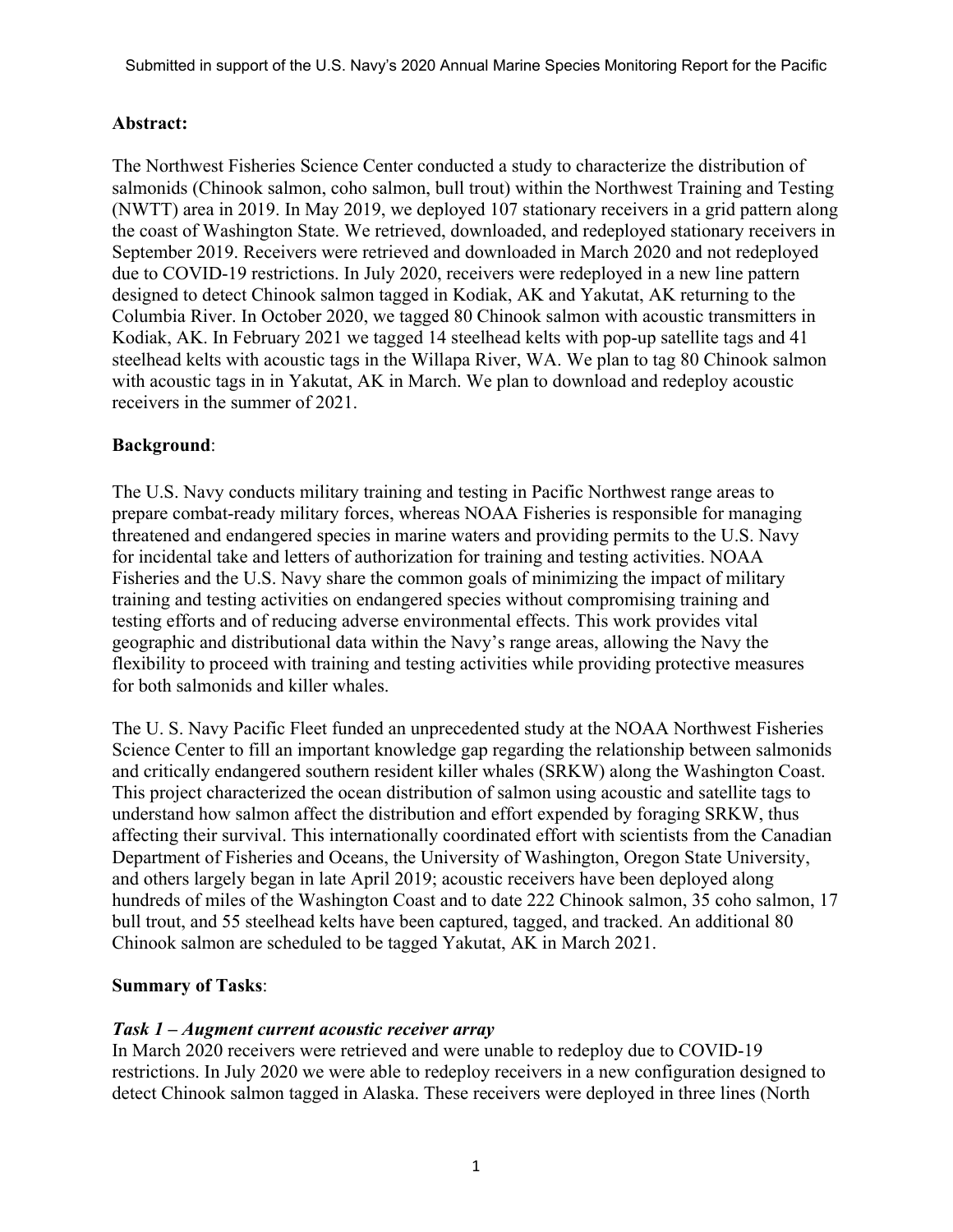**Abstract:**

The Northwest Fisheries Science Center conducted a study to characterize the distribution of salmonids (Chinook salmon, coho salmon, bull trout) within the Northwest Training and Testing (NWTT) area in 2019. In May 2019, we deployed 107 stationary receivers in a grid pattern along the coast of Washington State. We retrieved, downloaded, and redeployed stationary receivers in September 2019. Receivers were retrieved and downloaded in March 2020 and not redeployed due to COVID-19 restrictions. In July 2020, receivers were redeployed in a new line pattern designed to detect Chinook salmon tagged in Kodiak, AK and Yakutat, AK returning to the Columbia River. In October 2020, we tagged 80 Chinook salmon with acoustic transmitters in Kodiak, AK. In February 2021 we tagged 14 steelhead kelts with pop-up satellite tags and 41 steelhead kelts with acoustic tags in the Willapa River, WA. We plan to tag 80 Chinook salmon with acoustic tags in in Yakutat, AK in March. We plan to download and redeploy acoustic receivers in the summer of 2021.

**Background**:

The U.S. Navy conducts military training and testing in Pacific Northwest range areas to prepare combat-ready military forces, whereas NOAA Fisheries is responsible for managing threatened and endangered species in marine waters and providing permits to the U.S. Navy for incidental take and letters of authorization for training and testing activities. NOAA Fisheries and the U.S. Navy share the common goals of minimizing the impact of military training and testing activities on endangered species without compromising training and testing efforts and of reducing adverse environmental effects. This work provides vital geographic and distributional data within the Navy's range areas, allowing the Navy the flexibility to proceed with training and testing activities while providing protective measures for both salmonids and killer whales.

The U. S. Navy Pacific Fleet funded an unprecedented study at the NOAA Northwest Fisheries Science Center to fill an important knowledge gap regarding the relationship between salmonids and critically endangered southern resident killer whales (SRKW) along the Washington Coast. This project characterized the ocean distribution of salmon using acoustic and satellite tags to understand how salmon affect the distribution and effort expended by foraging SRKW, thus affecting their survival. This internationally coordinated effort with scientists from the Canadian Department of Fisheries and Oceans, the University of Washington, Oregon State University, and others largely began in late April 2019; acoustic receivers have been deployed along hundreds of miles of the Washington Coast and to date 222 Chinook salmon, 35 coho salmon, 17 bull trout, and 55 steelhead kelts have been captured, tagged, and tracked. An additional 80 Chinook salmon are scheduled to be tagged Yakutat, AK in March 2021.

**Summary of Tasks**:

***Task 1 – Augment current acoustic receiver array***

In March 2020 receivers were retrieved and were unable to redeploy due to COVID-19 restrictions. In July 2020 we were able to redeploy receivers in a new configuration designed to detect Chinook salmon tagged in Alaska. These receivers were deployed in three lines (North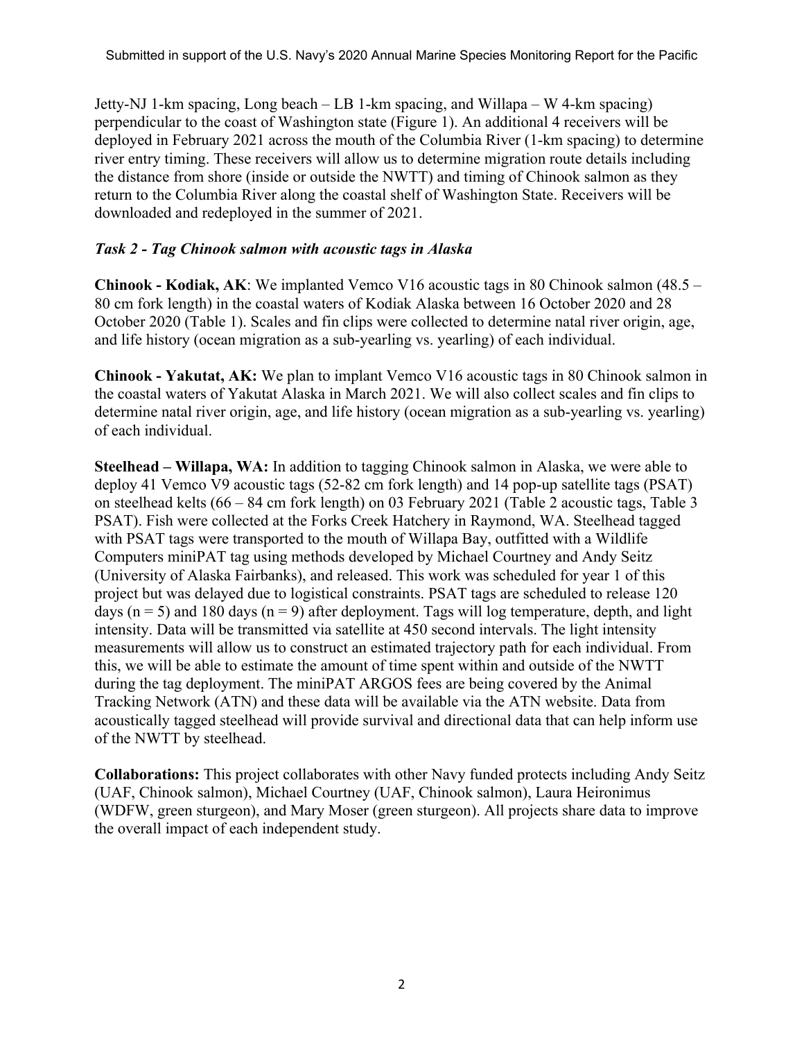Jetty-NJ 1-km spacing, Long beach – LB 1-km spacing, and Willapa – W 4-km spacing) perpendicular to the coast of Washington state (Figure 1). An additional 4 receivers will be deployed in February 2021 across the mouth of the Columbia River (1-km spacing) to determine river entry timing. These receivers will allow us to determine migration route details including the distance from shore (inside or outside the NWTT) and timing of Chinook salmon as they return to the Columbia River along the coastal shelf of Washington State. Receivers will be downloaded and redeployed in the summer of 2021.

### *Task 2 - Tag Chinook salmon with acoustic tags in Alaska*

**Chinook - Kodiak, AK**: We implanted Vemco V16 acoustic tags in 80 Chinook salmon (48.5 – 80 cm fork length) in the coastal waters of Kodiak Alaska between 16 October 2020 and 28 October 2020 (Table 1). Scales and fin clips were collected to determine natal river origin, age, and life history (ocean migration as a sub-yearling vs. yearling) of each individual.

**Chinook - Yakutat, AK:** We plan to implant Vemco V16 acoustic tags in 80 Chinook salmon in the coastal waters of Yakutat Alaska in March 2021. We will also collect scales and fin clips to determine natal river origin, age, and life history (ocean migration as a sub-yearling vs. yearling) of each individual.

**Steelhead – Willapa, WA:** In addition to tagging Chinook salmon in Alaska, we were able to deploy 41 Vemco V9 acoustic tags (52-82 cm fork length) and 14 pop-up satellite tags (PSAT) on steelhead kelts (66 – 84 cm fork length) on 03 February 2021 (Table 2 acoustic tags, Table 3 PSAT). Fish were collected at the Forks Creek Hatchery in Raymond, WA. Steelhead tagged with PSAT tags were transported to the mouth of Willapa Bay, outfitted with a Wildlife Computers miniPAT tag using methods developed by Michael Courtney and Andy Seitz (University of Alaska Fairbanks), and released. This work was scheduled for year 1 of this project but was delayed due to logistical constraints. PSAT tags are scheduled to release 120 days ($n = 5$) and 180 days ($n = 9$) after deployment. Tags will log temperature, depth, and light intensity. Data will be transmitted via satellite at 450 second intervals. The light intensity measurements will allow us to construct an estimated trajectory path for each individual. From this, we will be able to estimate the amount of time spent within and outside of the NWTT during the tag deployment. The miniPAT ARGOS fees are being covered by the Animal Tracking Network (ATN) and these data will be available via the ATN website. Data from acoustically tagged steelhead will provide survival and directional data that can help inform use of the NWTT by steelhead.

**Collaborations:** This project collaborates with other Navy funded protects including Andy Seitz (UAF, Chinook salmon), Michael Courtney (UAF, Chinook salmon), Laura Heironimus (WDFW, green sturgeon), and Mary Moser (green sturgeon). All projects share data to improve the overall impact of each independent study.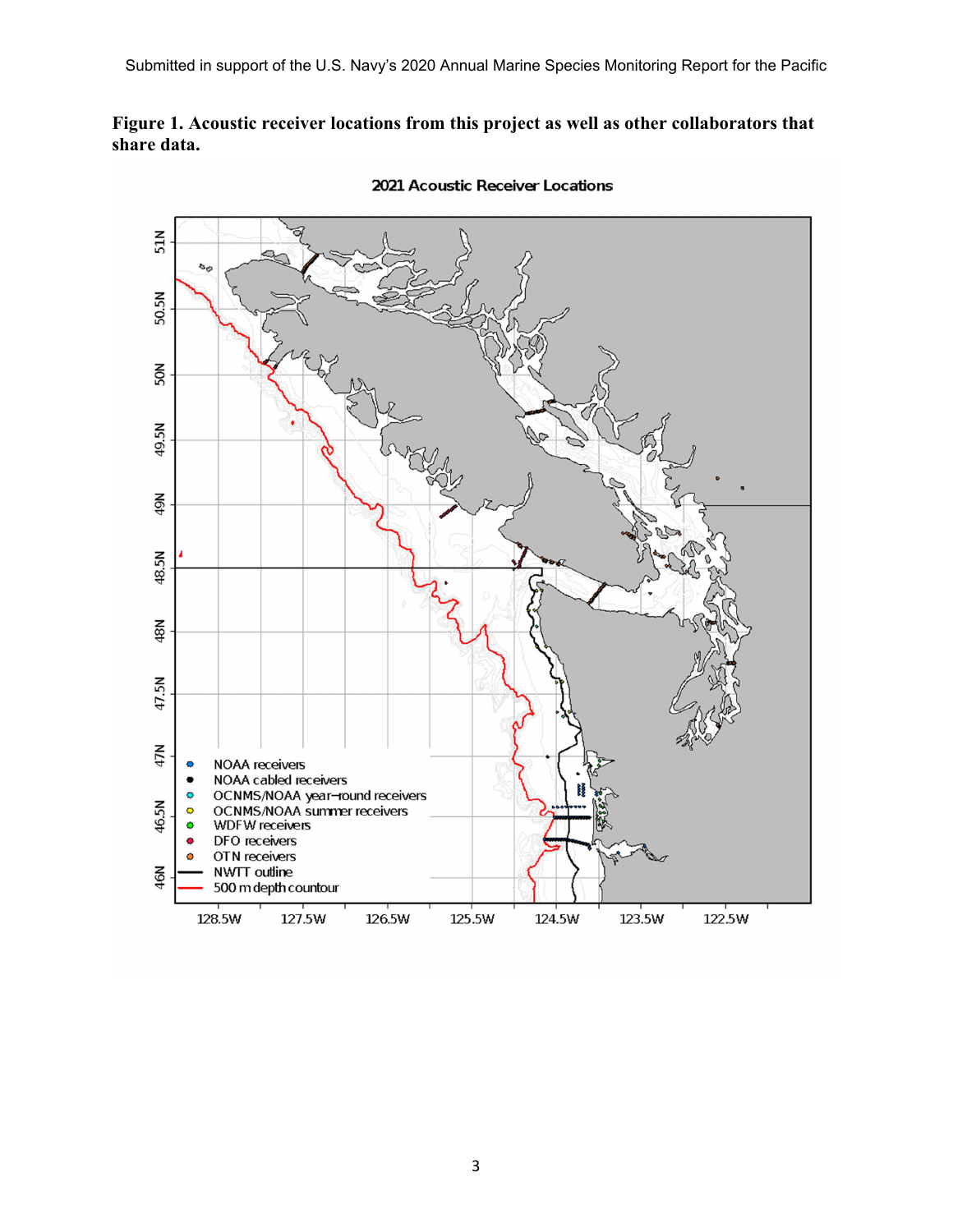**Figure 1. Acoustic receiver locations from this project as well as other collaborators that share data.**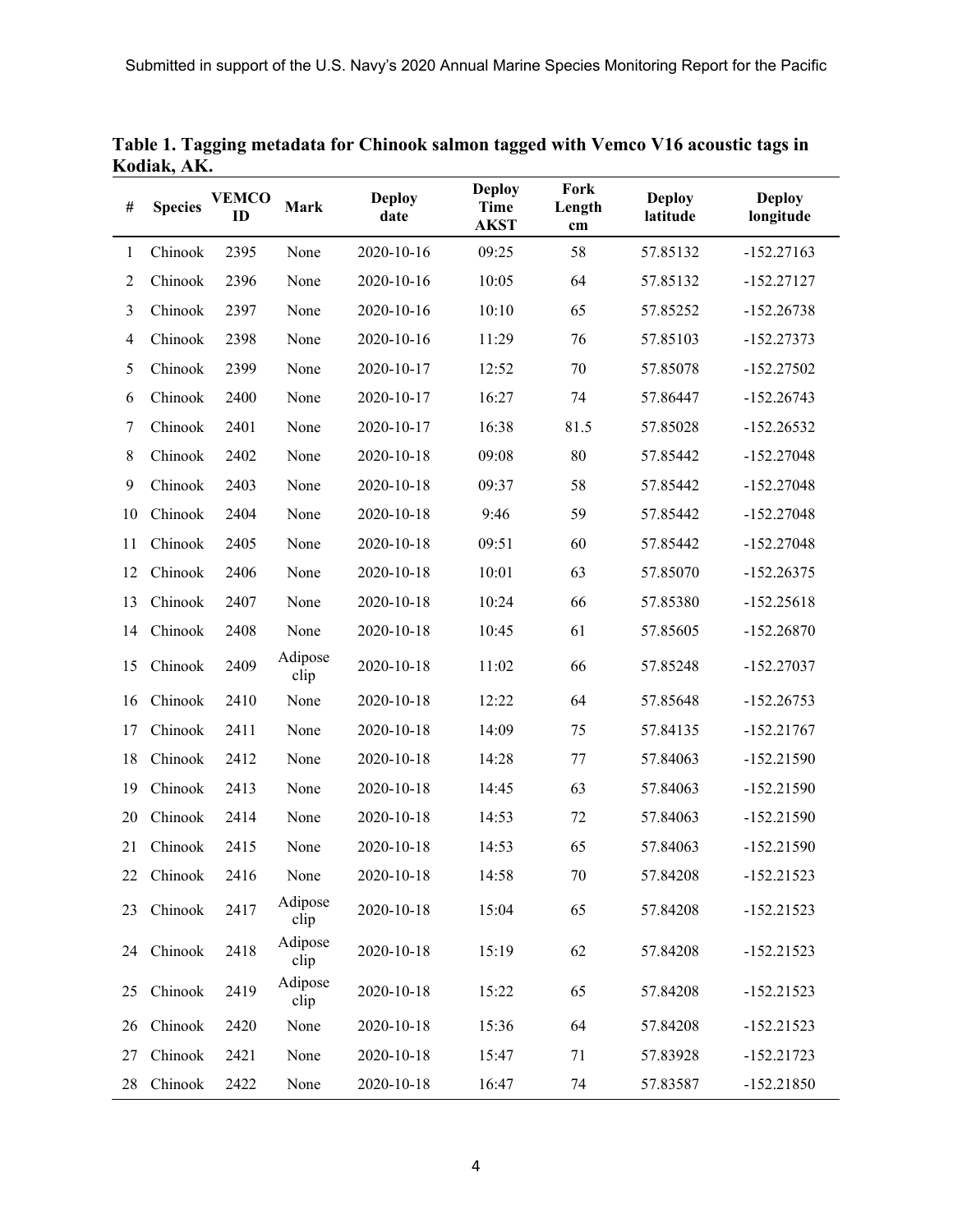**Table 1. Tagging metadata for Chinook salmon tagged with Vemco V16 acoustic tags in Kodiak, AK.**

| # | Species | VEMCO ID | Mark | Deploy date | Deploy Time AKST | Fork Length cm | Deploy latitude | Deploy longitude |
|---|---|---|---|---|---|---|---|---|
| 1 | Chinook | 2395 | None | 2020-10-16 | 09:25 | 58 | 57.85132 | -152.27163 |
| 2 | Chinook | 2396 | None | 2020-10-16 | 10:05 | 64 | 57.85132 | -152.27127 |
| 3 | Chinook | 2397 | None | 2020-10-16 | 10:10 | 65 | 57.85252 | -152.26738 |
| 4 | Chinook | 2398 | None | 2020-10-16 | 11:29 | 76 | 57.85103 | -152.27373 |
| 5 | Chinook | 2399 | None | 2020-10-17 | 12:52 | 70 | 57.85078 | -152.27502 |
| 6 | Chinook | 2400 | None | 2020-10-17 | 16:27 | 74 | 57.86447 | -152.26743 |
| 7 | Chinook | 2401 | None | 2020-10-17 | 16:38 | 81.5 | 57.85028 | -152.26532 |
| 8 | Chinook | 2402 | None | 2020-10-18 | 09:08 | 80 | 57.85442 | -152.27048 |
| 9 | Chinook | 2403 | None | 2020-10-18 | 09:37 | 58 | 57.85442 | -152.27048 |
| 10 | Chinook | 2404 | None | 2020-10-18 | 9:46 | 59 | 57.85442 | -152.27048 |
| 11 | Chinook | 2405 | None | 2020-10-18 | 09:51 | 60 | 57.85442 | -152.27048 |
| 12 | Chinook | 2406 | None | 2020-10-18 | 10:01 | 63 | 57.85070 | -152.26375 |
| 13 | Chinook | 2407 | None | 2020-10-18 | 10:24 | 66 | 57.85380 | -152.25618 |
| 14 | Chinook | 2408 | None | 2020-10-18 | 10:45 | 61 | 57.85605 | -152.26870 |
| 15 | Chinook | 2409 | Adipose clip | 2020-10-18 | 11:02 | 66 | 57.85248 | -152.27037 |
| 16 | Chinook | 2410 | None | 2020-10-18 | 12:22 | 64 | 57.85648 | -152.26753 |
| 17 | Chinook | 2411 | None | 2020-10-18 | 14:09 | 75 | 57.84135 | -152.21767 |
| 18 | Chinook | 2412 | None | 2020-10-18 | 14:28 | 77 | 57.84063 | -152.21590 |
| 19 | Chinook | 2413 | None | 2020-10-18 | 14:45 | 63 | 57.84063 | -152.21590 |
| 20 | Chinook | 2414 | None | 2020-10-18 | 14:53 | 72 | 57.84063 | -152.21590 |
| 21 | Chinook | 2415 | None | 2020-10-18 | 14:53 | 65 | 57.84063 | -152.21590 |
| 22 | Chinook | 2416 | None | 2020-10-18 | 14:58 | 70 | 57.84208 | -152.21523 |
| 23 | Chinook | 2417 | Adipose clip | 2020-10-18 | 15:04 | 65 | 57.84208 | -152.21523 |
| 24 | Chinook | 2418 | Adipose clip | 2020-10-18 | 15:19 | 62 | 57.84208 | -152.21523 |
| 25 | Chinook | 2419 | Adipose clip | 2020-10-18 | 15:22 | 65 | 57.84208 | -152.21523 |
| 26 | Chinook | 2420 | None | 2020-10-18 | 15:36 | 64 | 57.84208 | -152.21523 |
| 27 | Chinook | 2421 | None | 2020-10-18 | 15:47 | 71 | 57.83928 | -152.21723 |
| 28 | Chinook | 2422 | None | 2020-10-18 | 16:47 | 74 | 57.83587 | -152.21850 |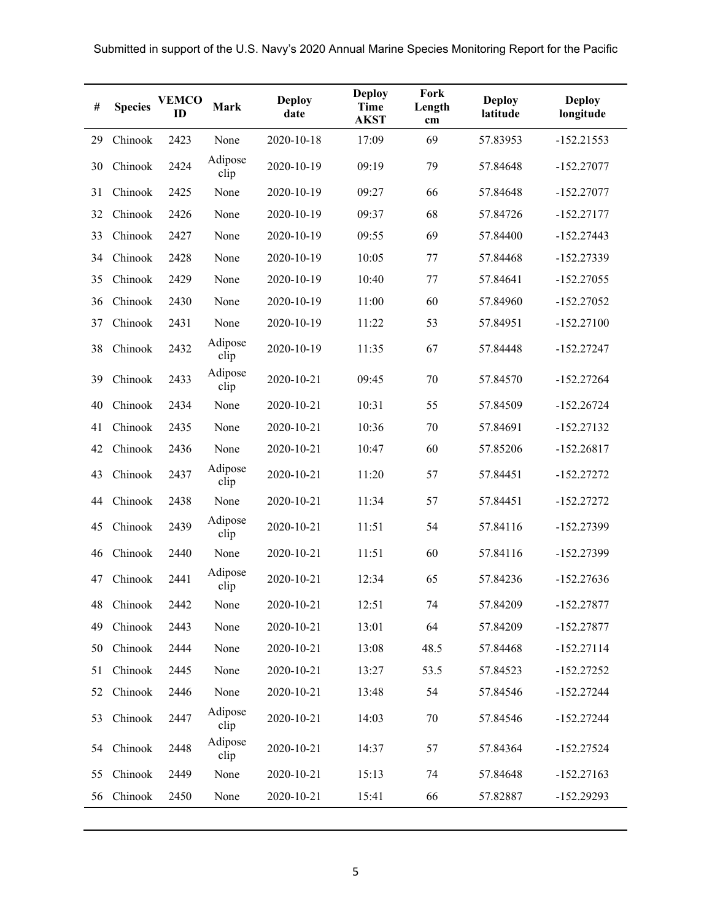| # | Species | VEMCO ID | Mark | Deploy date | Deploy Time AKST | Fork Length cm | Deploy latitude | Deploy longitude |
|---|---|---|---|---|---|---|---|---|
| 29 | Chinook | 2423 | None | 2020-10-18 | 17:09 | 69 | 57.83953 | -152.21553 |
| 30 | Chinook | 2424 | Adipose clip | 2020-10-19 | 09:19 | 79 | 57.84648 | -152.27077 |
| 31 | Chinook | 2425 | None | 2020-10-19 | 09:27 | 66 | 57.84648 | -152.27077 |
| 32 | Chinook | 2426 | None | 2020-10-19 | 09:37 | 68 | 57.84726 | -152.27177 |
| 33 | Chinook | 2427 | None | 2020-10-19 | 09:55 | 69 | 57.84400 | -152.27443 |
| 34 | Chinook | 2428 | None | 2020-10-19 | 10:05 | 77 | 57.84468 | -152.27339 |
| 35 | Chinook | 2429 | None | 2020-10-19 | 10:40 | 77 | 57.84641 | -152.27055 |
| 36 | Chinook | 2430 | None | 2020-10-19 | 11:00 | 60 | 57.84960 | -152.27052 |
| 37 | Chinook | 2431 | None | 2020-10-19 | 11:22 | 53 | 57.84951 | -152.27100 |
| 38 | Chinook | 2432 | Adipose clip | 2020-10-19 | 11:35 | 67 | 57.84448 | -152.27247 |
| 39 | Chinook | 2433 | Adipose clip | 2020-10-21 | 09:45 | 70 | 57.84570 | -152.27264 |
| 40 | Chinook | 2434 | None | 2020-10-21 | 10:31 | 55 | 57.84509 | -152.26724 |
| 41 | Chinook | 2435 | None | 2020-10-21 | 10:36 | 70 | 57.84691 | -152.27132 |
| 42 | Chinook | 2436 | None | 2020-10-21 | 10:47 | 60 | 57.85206 | -152.26817 |
| 43 | Chinook | 2437 | Adipose clip | 2020-10-21 | 11:20 | 57 | 57.84451 | -152.27272 |
| 44 | Chinook | 2438 | None | 2020-10-21 | 11:34 | 57 | 57.84451 | -152.27272 |
| 45 | Chinook | 2439 | Adipose clip | 2020-10-21 | 11:51 | 54 | 57.84116 | -152.27399 |
| 46 | Chinook | 2440 | None | 2020-10-21 | 11:51 | 60 | 57.84116 | -152.27399 |
| 47 | Chinook | 2441 | Adipose clip | 2020-10-21 | 12:34 | 65 | 57.84236 | -152.27636 |
| 48 | Chinook | 2442 | None | 2020-10-21 | 12:51 | 74 | 57.84209 | -152.27877 |
| 49 | Chinook | 2443 | None | 2020-10-21 | 13:01 | 64 | 57.84209 | -152.27877 |
| 50 | Chinook | 2444 | None | 2020-10-21 | 13:08 | 48.5 | 57.84468 | -152.27114 |
| 51 | Chinook | 2445 | None | 2020-10-21 | 13:27 | 53.5 | 57.84523 | -152.27252 |
| 52 | Chinook | 2446 | None | 2020-10-21 | 13:48 | 54 | 57.84546 | -152.27244 |
| 53 | Chinook | 2447 | Adipose clip | 2020-10-21 | 14:03 | 70 | 57.84546 | -152.27244 |
| 54 | Chinook | 2448 | Adipose clip | 2020-10-21 | 14:37 | 57 | 57.84364 | -152.27524 |
| 55 | Chinook | 2449 | None | 2020-10-21 | 15:13 | 74 | 57.84648 | -152.27163 |
| 56 | Chinook | 2450 | None | 2020-10-21 | 15:41 | 66 | 57.82887 | -152.29293 |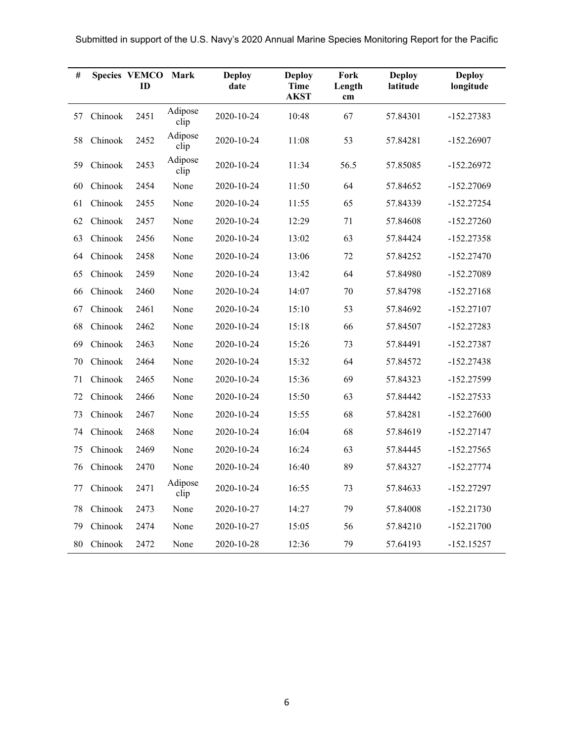| # | Species | VEMCO ID | Mark | Deploy date | Deploy Time AKST | Fork Length cm | Deploy latitude | Deploy longitude |
|---|---|---|---|---|---|---|---|---|
| 57 | Chinook | 2451 | Adipose clip | 2020-10-24 | 10:48 | 67 | 57.84301 | -152.27383 |
| 58 | Chinook | 2452 | Adipose clip | 2020-10-24 | 11:08 | 53 | 57.84281 | -152.26907 |
| 59 | Chinook | 2453 | Adipose clip | 2020-10-24 | 11:34 | 56.5 | 57.85085 | -152.26972 |
| 60 | Chinook | 2454 | None | 2020-10-24 | 11:50 | 64 | 57.84652 | -152.27069 |
| 61 | Chinook | 2455 | None | 2020-10-24 | 11:55 | 65 | 57.84339 | -152.27254 |
| 62 | Chinook | 2457 | None | 2020-10-24 | 12:29 | 71 | 57.84608 | -152.27260 |
| 63 | Chinook | 2456 | None | 2020-10-24 | 13:02 | 63 | 57.84424 | -152.27358 |
| 64 | Chinook | 2458 | None | 2020-10-24 | 13:06 | 72 | 57.84252 | -152.27470 |
| 65 | Chinook | 2459 | None | 2020-10-24 | 13:42 | 64 | 57.84980 | -152.27089 |
| 66 | Chinook | 2460 | None | 2020-10-24 | 14:07 | 70 | 57.84798 | -152.27168 |
| 67 | Chinook | 2461 | None | 2020-10-24 | 15:10 | 53 | 57.84692 | -152.27107 |
| 68 | Chinook | 2462 | None | 2020-10-24 | 15:18 | 66 | 57.84507 | -152.27283 |
| 69 | Chinook | 2463 | None | 2020-10-24 | 15:26 | 73 | 57.84491 | -152.27387 |
| 70 | Chinook | 2464 | None | 2020-10-24 | 15:32 | 64 | 57.84572 | -152.27438 |
| 71 | Chinook | 2465 | None | 2020-10-24 | 15:36 | 69 | 57.84323 | -152.27599 |
| 72 | Chinook | 2466 | None | 2020-10-24 | 15:50 | 63 | 57.84442 | -152.27533 |
| 73 | Chinook | 2467 | None | 2020-10-24 | 15:55 | 68 | 57.84281 | -152.27600 |
| 74 | Chinook | 2468 | None | 2020-10-24 | 16:04 | 68 | 57.84619 | -152.27147 |
| 75 | Chinook | 2469 | None | 2020-10-24 | 16:24 | 63 | 57.84445 | -152.27565 |
| 76 | Chinook | 2470 | None | 2020-10-24 | 16:40 | 89 | 57.84327 | -152.27774 |
| 77 | Chinook | 2471 | Adipose clip | 2020-10-24 | 16:55 | 73 | 57.84633 | -152.27297 |
| 78 | Chinook | 2473 | None | 2020-10-27 | 14:27 | 79 | 57.84008 | -152.21730 |
| 79 | Chinook | 2474 | None | 2020-10-27 | 15:05 | 56 | 57.84210 | -152.21700 |
| 80 | Chinook | 2472 | None | 2020-10-28 | 12:36 | 79 | 57.64193 | -152.15257 |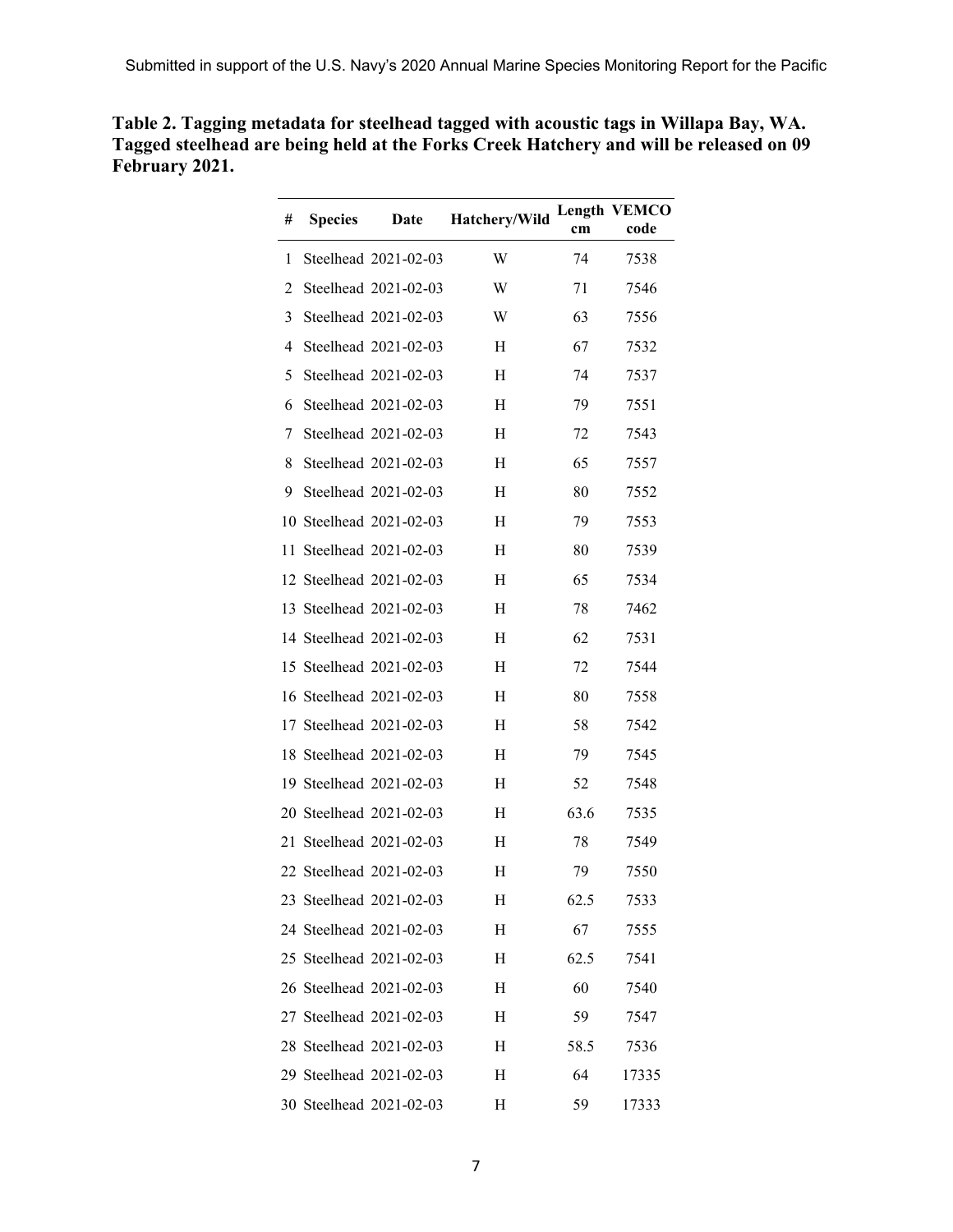**Table 2. Tagging metadata for steelhead tagged with acoustic tags in Willapa Bay, WA. Tagged steelhead are being held at the Forks Creek Hatchery and will be released on 09 February 2021.**

| # | Species | Date | Hatchery/Wild | Length cm | VEMCO code |
|---|---|---|---|---|---|
| 1 | Steelhead | 2021-02-03 | W | 74 | 7538 |
| 2 | Steelhead | 2021-02-03 | W | 71 | 7546 |
| 3 | Steelhead | 2021-02-03 | W | 63 | 7556 |
| 4 | Steelhead | 2021-02-03 | H | 67 | 7532 |
| 5 | Steelhead | 2021-02-03 | H | 74 | 7537 |
| 6 | Steelhead | 2021-02-03 | H | 79 | 7551 |
| 7 | Steelhead | 2021-02-03 | H | 72 | 7543 |
| 8 | Steelhead | 2021-02-03 | H | 65 | 7557 |
| 9 | Steelhead | 2021-02-03 | H | 80 | 7552 |
| 10 | Steelhead | 2021-02-03 | H | 79 | 7553 |
| 11 | Steelhead | 2021-02-03 | H | 80 | 7539 |
| 12 | Steelhead | 2021-02-03 | H | 65 | 7534 |
| 13 | Steelhead | 2021-02-03 | H | 78 | 7462 |
| 14 | Steelhead | 2021-02-03 | H | 62 | 7531 |
| 15 | Steelhead | 2021-02-03 | H | 72 | 7544 |
| 16 | Steelhead | 2021-02-03 | H | 80 | 7558 |
| 17 | Steelhead | 2021-02-03 | H | 58 | 7542 |
| 18 | Steelhead | 2021-02-03 | H | 79 | 7545 |
| 19 | Steelhead | 2021-02-03 | H | 52 | 7548 |
| 20 | Steelhead | 2021-02-03 | H | 63.6 | 7535 |
| 21 | Steelhead | 2021-02-03 | H | 78 | 7549 |
| 22 | Steelhead | 2021-02-03 | H | 79 | 7550 |
| 23 | Steelhead | 2021-02-03 | H | 62.5 | 7533 |
| 24 | Steelhead | 2021-02-03 | H | 67 | 7555 |
| 25 | Steelhead | 2021-02-03 | H | 62.5 | 7541 |
| 26 | Steelhead | 2021-02-03 | H | 60 | 7540 |
| 27 | Steelhead | 2021-02-03 | H | 59 | 7547 |
| 28 | Steelhead | 2021-02-03 | H | 58.5 | 7536 |
| 29 | Steelhead | 2021-02-03 | H | 64 | 17335 |
| 30 | Steelhead | 2021-02-03 | H | 59 | 17333 |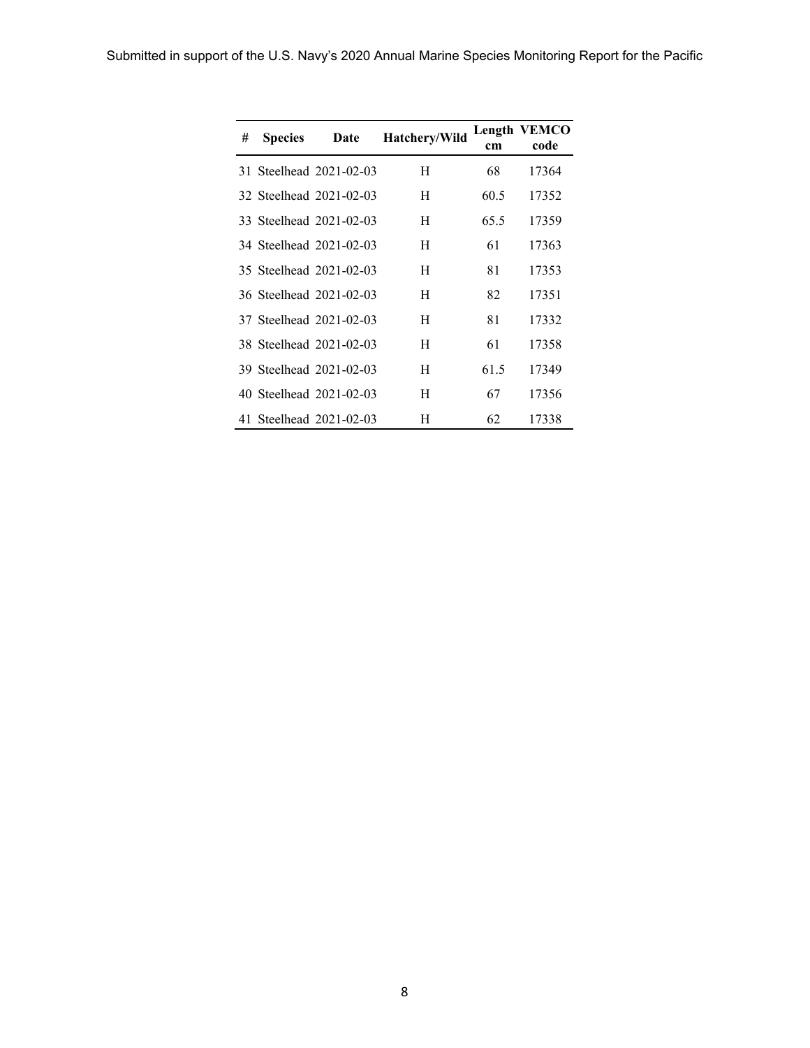| # | Species | Date | Hatchery/Wild | Length cm | VEMCO code |
|---|---|---|---|---|---|
| 31 | Steelhead | 2021-02-03 | H | 68 | 17364 |
| 32 | Steelhead | 2021-02-03 | H | 60.5 | 17352 |
| 33 | Steelhead | 2021-02-03 | H | 65.5 | 17359 |
| 34 | Steelhead | 2021-02-03 | H | 61 | 17363 |
| 35 | Steelhead | 2021-02-03 | H | 81 | 17353 |
| 36 | Steelhead | 2021-02-03 | H | 82 | 17351 |
| 37 | Steelhead | 2021-02-03 | H | 81 | 17332 |
| 38 | Steelhead | 2021-02-03 | H | 61 | 17358 |
| 39 | Steelhead | 2021-02-03 | H | 61.5 | 17349 |
| 40 | Steelhead | 2021-02-03 | H | 67 | 17356 |
| 41 | Steelhead | 2021-02-03 | H | 62 | 17338 |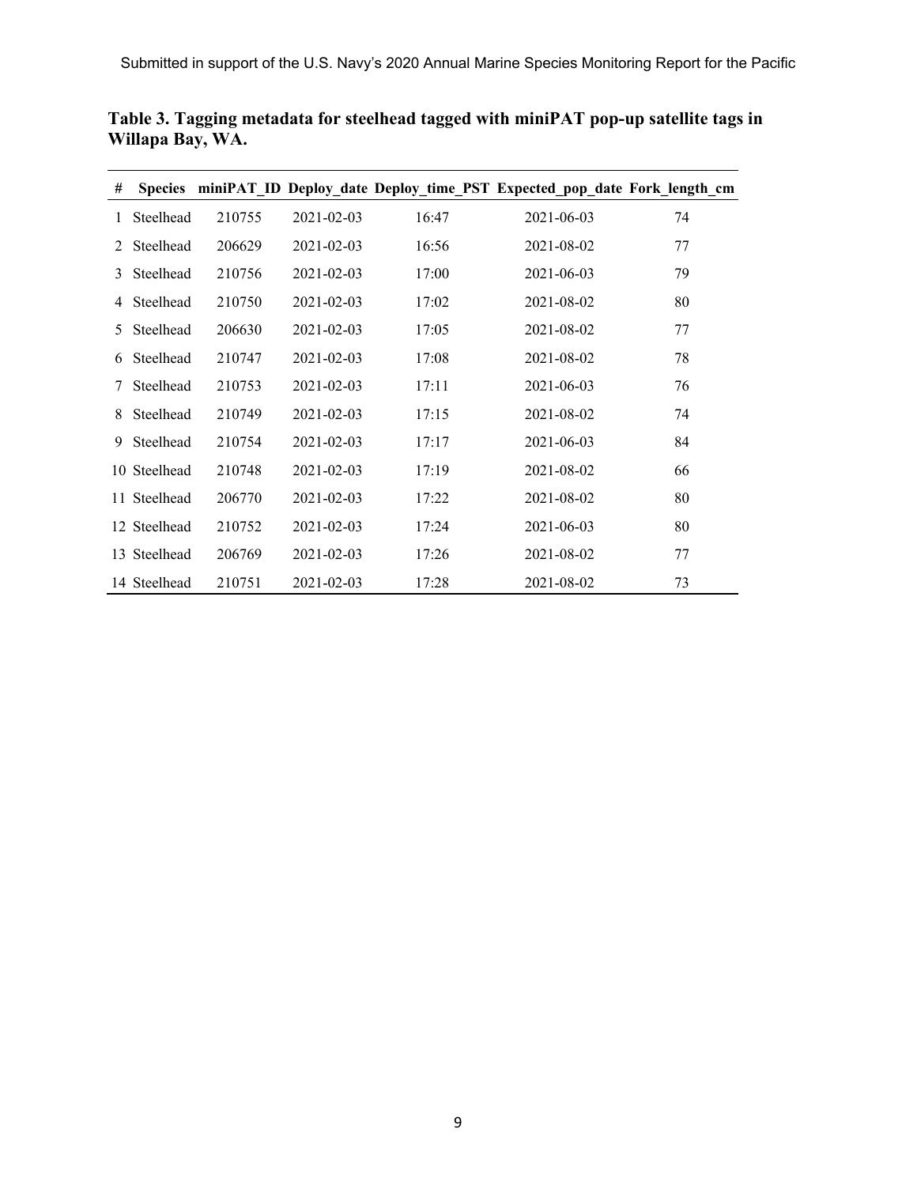**Table 3. Tagging metadata for steelhead tagged with miniPAT pop-up satellite tags in Willapa Bay, WA.**

| # | Species | miniPAT_ID | Deploy_date | Deploy_time_PST | Expected_pop_date | Fork_length_cm |
|---|---|---|---|---|---|---|
| 1 | Steelhead | 210755 | 2021-02-03 | 16:47 | 2021-06-03 | 74 |
| 2 | Steelhead | 206629 | 2021-02-03 | 16:56 | 2021-08-02 | 77 |
| 3 | Steelhead | 210756 | 2021-02-03 | 17:00 | 2021-06-03 | 79 |
| 4 | Steelhead | 210750 | 2021-02-03 | 17:02 | 2021-08-02 | 80 |
| 5 | Steelhead | 206630 | 2021-02-03 | 17:05 | 2021-08-02 | 77 |
| 6 | Steelhead | 210747 | 2021-02-03 | 17:08 | 2021-08-02 | 78 |
| 7 | Steelhead | 210753 | 2021-02-03 | 17:11 | 2021-06-03 | 76 |
| 8 | Steelhead | 210749 | 2021-02-03 | 17:15 | 2021-08-02 | 74 |
| 9 | Steelhead | 210754 | 2021-02-03 | 17:17 | 2021-06-03 | 84 |
| 10 | Steelhead | 210748 | 2021-02-03 | 17:19 | 2021-08-02 | 66 |
| 11 | Steelhead | 206770 | 2021-02-03 | 17:22 | 2021-08-02 | 80 |
| 12 | Steelhead | 210752 | 2021-02-03 | 17:24 | 2021-06-03 | 80 |
| 13 | Steelhead | 206769 | 2021-02-03 | 17:26 | 2021-08-02 | 77 |
| 14 | Steelhead | 210751 | 2021-02-03 | 17:28 | 2021-08-02 | 73 |